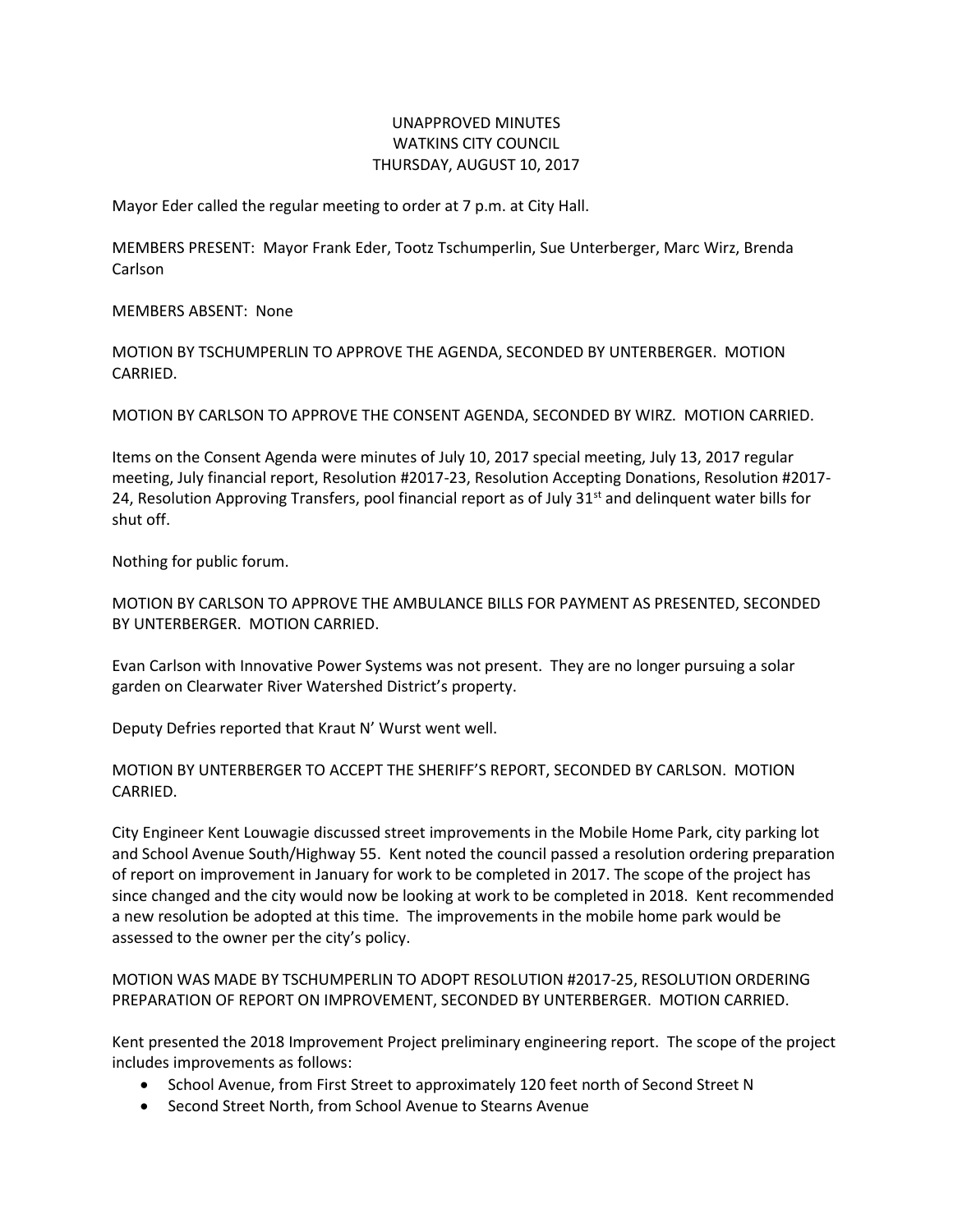# UNAPPROVED MINUTES
# WATKINS CITY COUNCIL
# THURSDAY, AUGUST 10, 2017

Mayor Eder called the regular meeting to order at 7 p.m. at City Hall.

MEMBERS PRESENT: Mayor Frank Eder, Tootz Tschumperlin, Sue Unterberger, Marc Wirz, Brenda Carlson

MEMBERS ABSENT: None

MOTION BY TSCHUMPERLIN TO APPROVE THE AGENDA, SECONDED BY UNTERBERGER. MOTION CARRIED.

MOTION BY CARLSON TO APPROVE THE CONSENT AGENDA, SECONDED BY WIRZ. MOTION CARRIED.

Items on the Consent Agenda were minutes of July 10, 2017 special meeting, July 13, 2017 regular meeting, July financial report, Resolution #2017-23, Resolution Accepting Donations, Resolution #2017-24, Resolution Approving Transfers, pool financial report as of July 31st and delinquent water bills for shut off.

Nothing for public forum.

MOTION BY CARLSON TO APPROVE THE AMBULANCE BILLS FOR PAYMENT AS PRESENTED, SECONDED BY UNTERBERGER. MOTION CARRIED.

Evan Carlson with Innovative Power Systems was not present. They are no longer pursuing a solar garden on Clearwater River Watershed District's property.

Deputy Defries reported that Kraut N' Wurst went well.

MOTION BY UNTERBERGER TO ACCEPT THE SHERIFF'S REPORT, SECONDED BY CARLSON. MOTION CARRIED.

City Engineer Kent Louwagie discussed street improvements in the Mobile Home Park, city parking lot and School Avenue South/Highway 55. Kent noted the council passed a resolution ordering preparation of report on improvement in January for work to be completed in 2017. The scope of the project has since changed and the city would now be looking at work to be completed in 2018. Kent recommended a new resolution be adopted at this time. The improvements in the mobile home park would be assessed to the owner per the city's policy.

MOTION WAS MADE BY TSCHUMPERLIN TO ADOPT RESOLUTION #2017-25, RESOLUTION ORDERING PREPARATION OF REPORT ON IMPROVEMENT, SECONDED BY UNTERBERGER. MOTION CARRIED.

Kent presented the 2018 Improvement Project preliminary engineering report. The scope of the project includes improvements as follows:

- School Avenue, from First Street to approximately 120 feet north of Second Street N
- Second Street North, from School Avenue to Stearns Avenue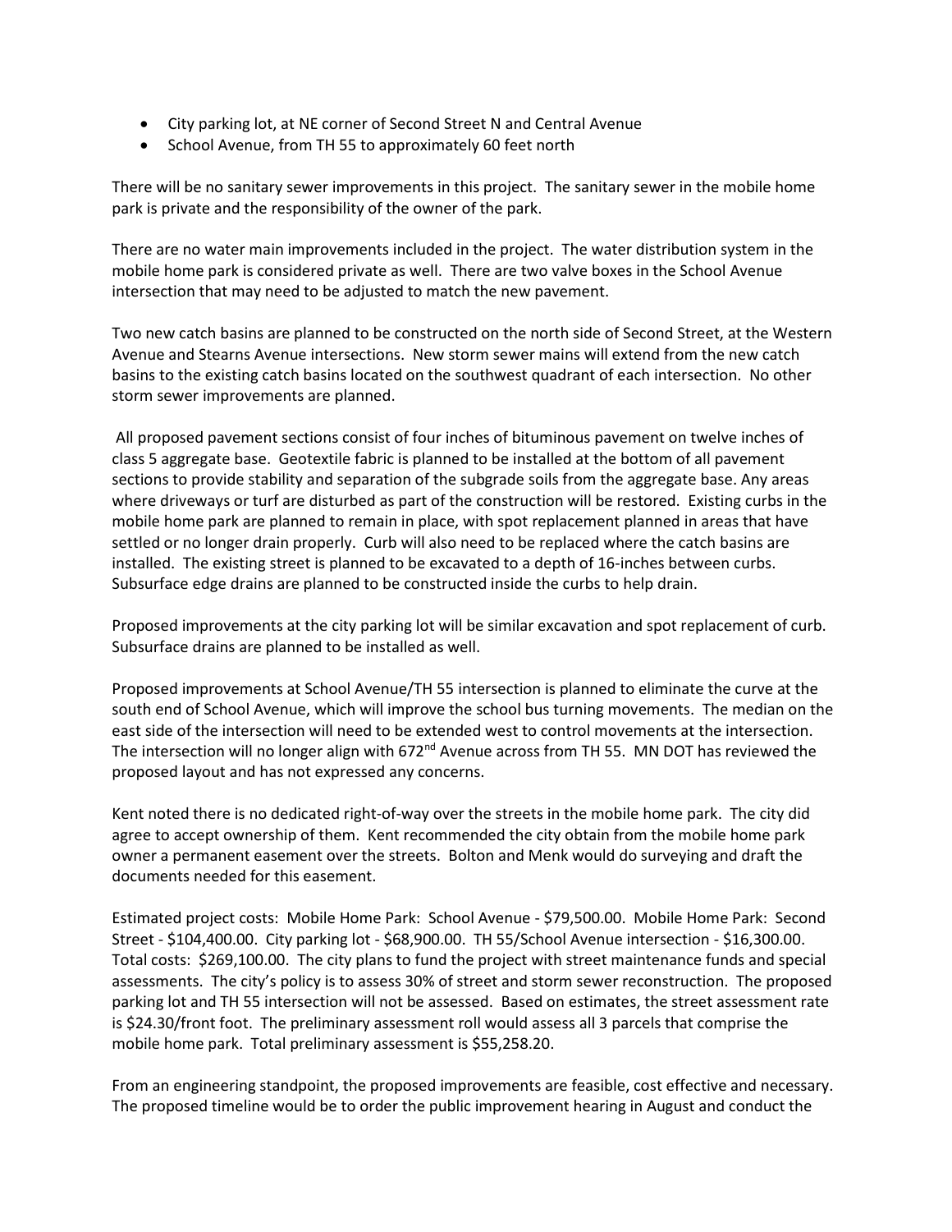- City parking lot, at NE corner of Second Street N and Central Avenue
- School Avenue, from TH 55 to approximately 60 feet north

There will be no sanitary sewer improvements in this project. The sanitary sewer in the mobile home park is private and the responsibility of the owner of the park.

There are no water main improvements included in the project. The water distribution system in the mobile home park is considered private as well. There are two valve boxes in the School Avenue intersection that may need to be adjusted to match the new pavement.

Two new catch basins are planned to be constructed on the north side of Second Street, at the Western Avenue and Stearns Avenue intersections. New storm sewer mains will extend from the new catch basins to the existing catch basins located on the southwest quadrant of each intersection. No other storm sewer improvements are planned.

All proposed pavement sections consist of four inches of bituminous pavement on twelve inches of class 5 aggregate base. Geotextile fabric is planned to be installed at the bottom of all pavement sections to provide stability and separation of the subgrade soils from the aggregate base. Any areas where driveways or turf are disturbed as part of the construction will be restored. Existing curbs in the mobile home park are planned to remain in place, with spot replacement planned in areas that have settled or no longer drain properly. Curb will also need to be replaced where the catch basins are installed. The existing street is planned to be excavated to a depth of 16-inches between curbs. Subsurface edge drains are planned to be constructed inside the curbs to help drain.

Proposed improvements at the city parking lot will be similar excavation and spot replacement of curb. Subsurface drains are planned to be installed as well.

Proposed improvements at School Avenue/TH 55 intersection is planned to eliminate the curve at the south end of School Avenue, which will improve the school bus turning movements. The median on the east side of the intersection will need to be extended west to control movements at the intersection. The intersection will no longer align with 672nd Avenue across from TH 55. MN DOT has reviewed the proposed layout and has not expressed any concerns.

Kent noted there is no dedicated right-of-way over the streets in the mobile home park. The city did agree to accept ownership of them. Kent recommended the city obtain from the mobile home park owner a permanent easement over the streets. Bolton and Menk would do surveying and draft the documents needed for this easement.

Estimated project costs: Mobile Home Park: School Avenue - $79,500.00. Mobile Home Park: Second Street - $104,400.00. City parking lot - $68,900.00. TH 55/School Avenue intersection - $16,300.00. Total costs: $269,100.00. The city plans to fund the project with street maintenance funds and special assessments. The city's policy is to assess 30% of street and storm sewer reconstruction. The proposed parking lot and TH 55 intersection will not be assessed. Based on estimates, the street assessment rate is $24.30/front foot. The preliminary assessment roll would assess all 3 parcels that comprise the mobile home park. Total preliminary assessment is $55,258.20.

From an engineering standpoint, the proposed improvements are feasible, cost effective and necessary. The proposed timeline would be to order the public improvement hearing in August and conduct the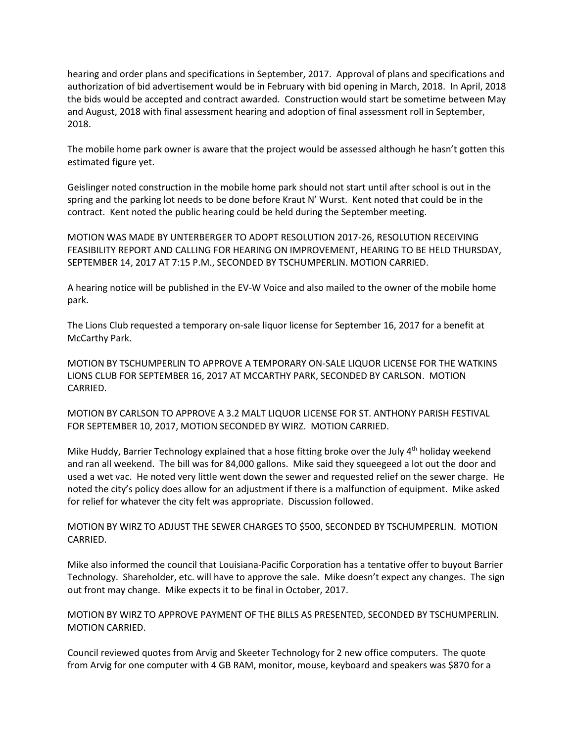hearing and order plans and specifications in September, 2017. Approval of plans and specifications and authorization of bid advertisement would be in February with bid opening in March, 2018. In April, 2018 the bids would be accepted and contract awarded. Construction would start be sometime between May and August, 2018 with final assessment hearing and adoption of final assessment roll in September, 2018.

The mobile home park owner is aware that the project would be assessed although he hasn't gotten this estimated figure yet.

Geislinger noted construction in the mobile home park should not start until after school is out in the spring and the parking lot needs to be done before Kraut N' Wurst. Kent noted that could be in the contract. Kent noted the public hearing could be held during the September meeting.

MOTION WAS MADE BY UNTERBERGER TO ADOPT RESOLUTION 2017-26, RESOLUTION RECEIVING FEASIBILITY REPORT AND CALLING FOR HEARING ON IMPROVEMENT, HEARING TO BE HELD THURSDAY, SEPTEMBER 14, 2017 AT 7:15 P.M., SECONDED BY TSCHUMPERLIN. MOTION CARRIED.

A hearing notice will be published in the EV-W Voice and also mailed to the owner of the mobile home park.

The Lions Club requested a temporary on-sale liquor license for September 16, 2017 for a benefit at McCarthy Park.

MOTION BY TSCHUMPERLIN TO APPROVE A TEMPORARY ON-SALE LIQUOR LICENSE FOR THE WATKINS LIONS CLUB FOR SEPTEMBER 16, 2017 AT MCCARTHY PARK, SECONDED BY CARLSON. MOTION CARRIED.

MOTION BY CARLSON TO APPROVE A 3.2 MALT LIQUOR LICENSE FOR ST. ANTHONY PARISH FESTIVAL FOR SEPTEMBER 10, 2017, MOTION SECONDED BY WIRZ. MOTION CARRIED.

Mike Huddy, Barrier Technology explained that a hose fitting broke over the July 4th holiday weekend and ran all weekend. The bill was for 84,000 gallons. Mike said they squeegeed a lot out the door and used a wet vac. He noted very little went down the sewer and requested relief on the sewer charge. He noted the city's policy does allow for an adjustment if there is a malfunction of equipment. Mike asked for relief for whatever the city felt was appropriate. Discussion followed.

MOTION BY WIRZ TO ADJUST THE SEWER CHARGES TO $500, SECONDED BY TSCHUMPERLIN. MOTION CARRIED.

Mike also informed the council that Louisiana-Pacific Corporation has a tentative offer to buyout Barrier Technology. Shareholder, etc. will have to approve the sale. Mike doesn't expect any changes. The sign out front may change. Mike expects it to be final in October, 2017.

MOTION BY WIRZ TO APPROVE PAYMENT OF THE BILLS AS PRESENTED, SECONDED BY TSCHUMPERLIN. MOTION CARRIED.

Council reviewed quotes from Arvig and Skeeter Technology for 2 new office computers. The quote from Arvig for one computer with 4 GB RAM, monitor, mouse, keyboard and speakers was $870 for a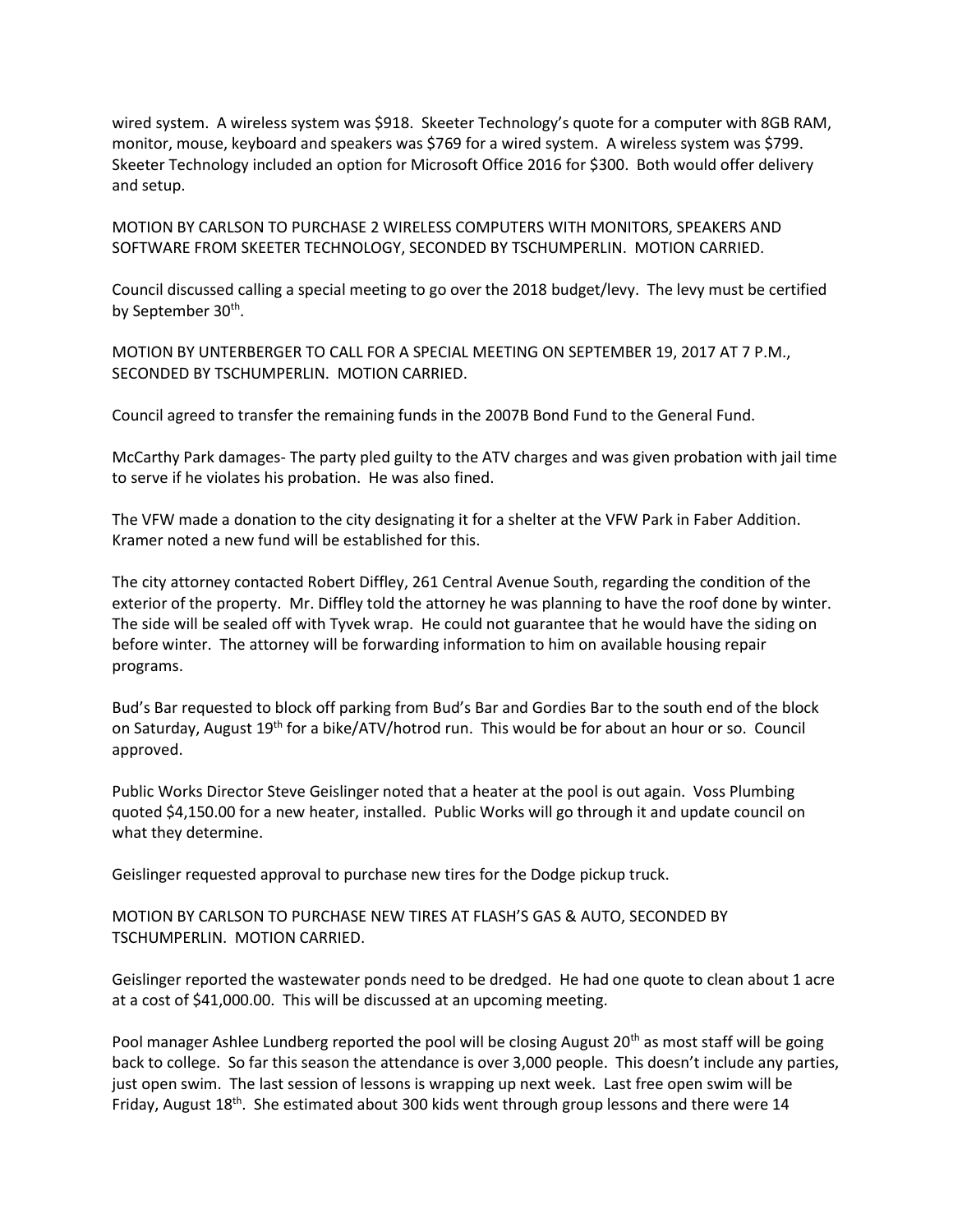wired system. A wireless system was $918. Skeeter Technology's quote for a computer with 8GB RAM, monitor, mouse, keyboard and speakers was $769 for a wired system. A wireless system was $799. Skeeter Technology included an option for Microsoft Office 2016 for $300. Both would offer delivery and setup.

MOTION BY CARLSON TO PURCHASE 2 WIRELESS COMPUTERS WITH MONITORS, SPEAKERS AND SOFTWARE FROM SKEETER TECHNOLOGY, SECONDED BY TSCHUMPERLIN. MOTION CARRIED.

Council discussed calling a special meeting to go over the 2018 budget/levy. The levy must be certified by September 30th.

MOTION BY UNTERBERGER TO CALL FOR A SPECIAL MEETING ON SEPTEMBER 19, 2017 AT 7 P.M., SECONDED BY TSCHUMPERLIN. MOTION CARRIED.

Council agreed to transfer the remaining funds in the 2007B Bond Fund to the General Fund.

McCarthy Park damages- The party pled guilty to the ATV charges and was given probation with jail time to serve if he violates his probation. He was also fined.

The VFW made a donation to the city designating it for a shelter at the VFW Park in Faber Addition. Kramer noted a new fund will be established for this.

The city attorney contacted Robert Diffley, 261 Central Avenue South, regarding the condition of the exterior of the property. Mr. Diffley told the attorney he was planning to have the roof done by winter. The side will be sealed off with Tyvek wrap. He could not guarantee that he would have the siding on before winter. The attorney will be forwarding information to him on available housing repair programs.

Bud's Bar requested to block off parking from Bud's Bar and Gordies Bar to the south end of the block on Saturday, August 19th for a bike/ATV/hotrod run. This would be for about an hour or so. Council approved.

Public Works Director Steve Geislinger noted that a heater at the pool is out again. Voss Plumbing quoted $4,150.00 for a new heater, installed. Public Works will go through it and update council on what they determine.

Geislinger requested approval to purchase new tires for the Dodge pickup truck.

MOTION BY CARLSON TO PURCHASE NEW TIRES AT FLASH'S GAS & AUTO, SECONDED BY TSCHUMPERLIN. MOTION CARRIED.

Geislinger reported the wastewater ponds need to be dredged. He had one quote to clean about 1 acre at a cost of $41,000.00. This will be discussed at an upcoming meeting.

Pool manager Ashlee Lundberg reported the pool will be closing August 20th as most staff will be going back to college. So far this season the attendance is over 3,000 people. This doesn't include any parties, just open swim. The last session of lessons is wrapping up next week. Last free open swim will be Friday, August 18th. She estimated about 300 kids went through group lessons and there were 14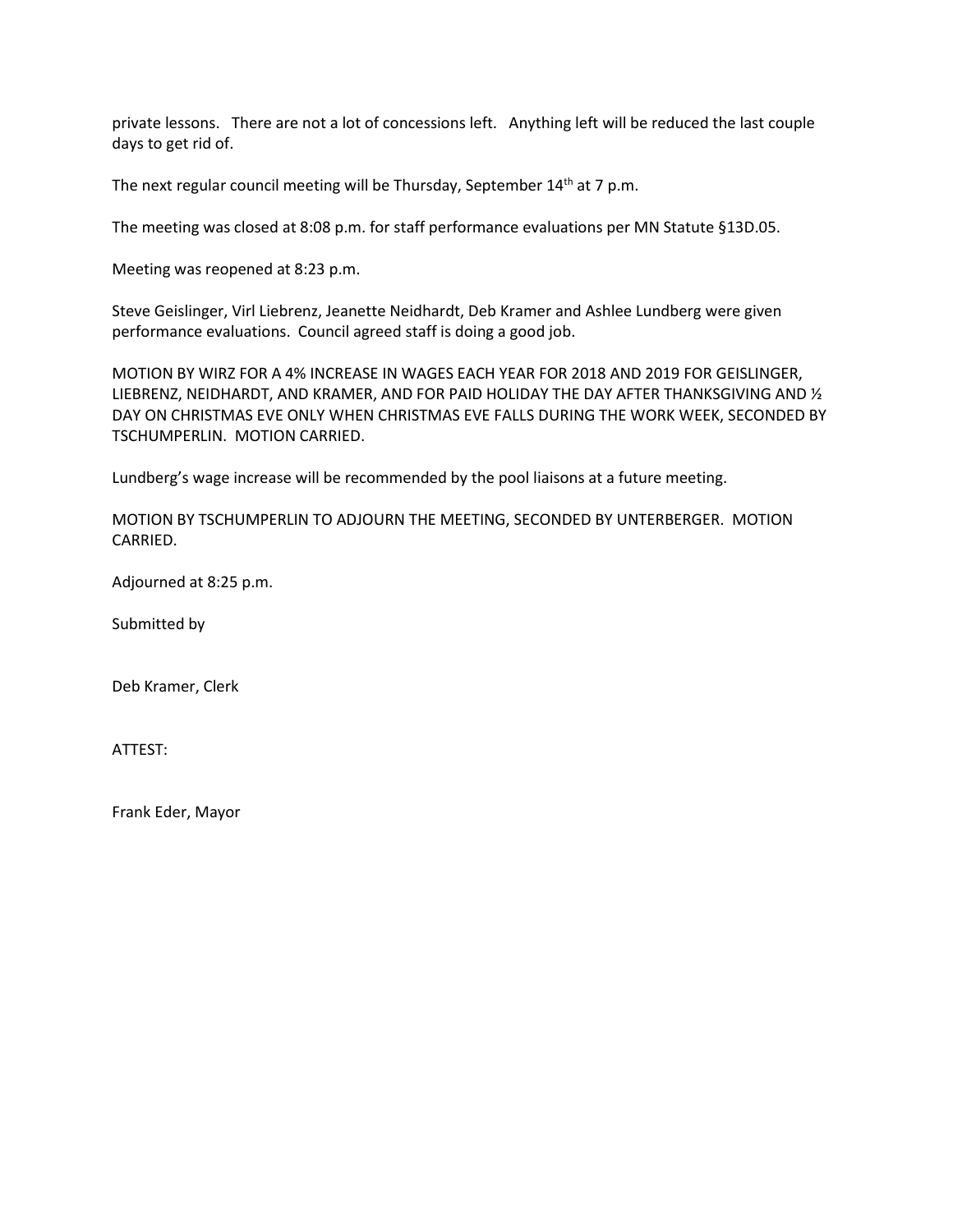private lessons. There are not a lot of concessions left. Anything left will be reduced the last couple days to get rid of.

The next regular council meeting will be Thursday, September 14th at 7 p.m.

The meeting was closed at 8:08 p.m. for staff performance evaluations per MN Statute §13D.05.

Meeting was reopened at 8:23 p.m.

Steve Geislinger, Virl Liebrenz, Jeanette Neidhardt, Deb Kramer and Ashlee Lundberg were given performance evaluations. Council agreed staff is doing a good job.

MOTION BY WIRZ FOR A 4% INCREASE IN WAGES EACH YEAR FOR 2018 AND 2019 FOR GEISLINGER, LIEBRENZ, NEIDHARDT, AND KRAMER, AND FOR PAID HOLIDAY THE DAY AFTER THANKSGIVING AND ½ DAY ON CHRISTMAS EVE ONLY WHEN CHRISTMAS EVE FALLS DURING THE WORK WEEK, SECONDED BY TSCHUMPERLIN. MOTION CARRIED.

Lundberg's wage increase will be recommended by the pool liaisons at a future meeting.

MOTION BY TSCHUMPERLIN TO ADJOURN THE MEETING, SECONDED BY UNTERBERGER. MOTION CARRIED.

Adjourned at 8:25 p.m.

Submitted by

Deb Kramer, Clerk

ATTEST:

Frank Eder, Mayor